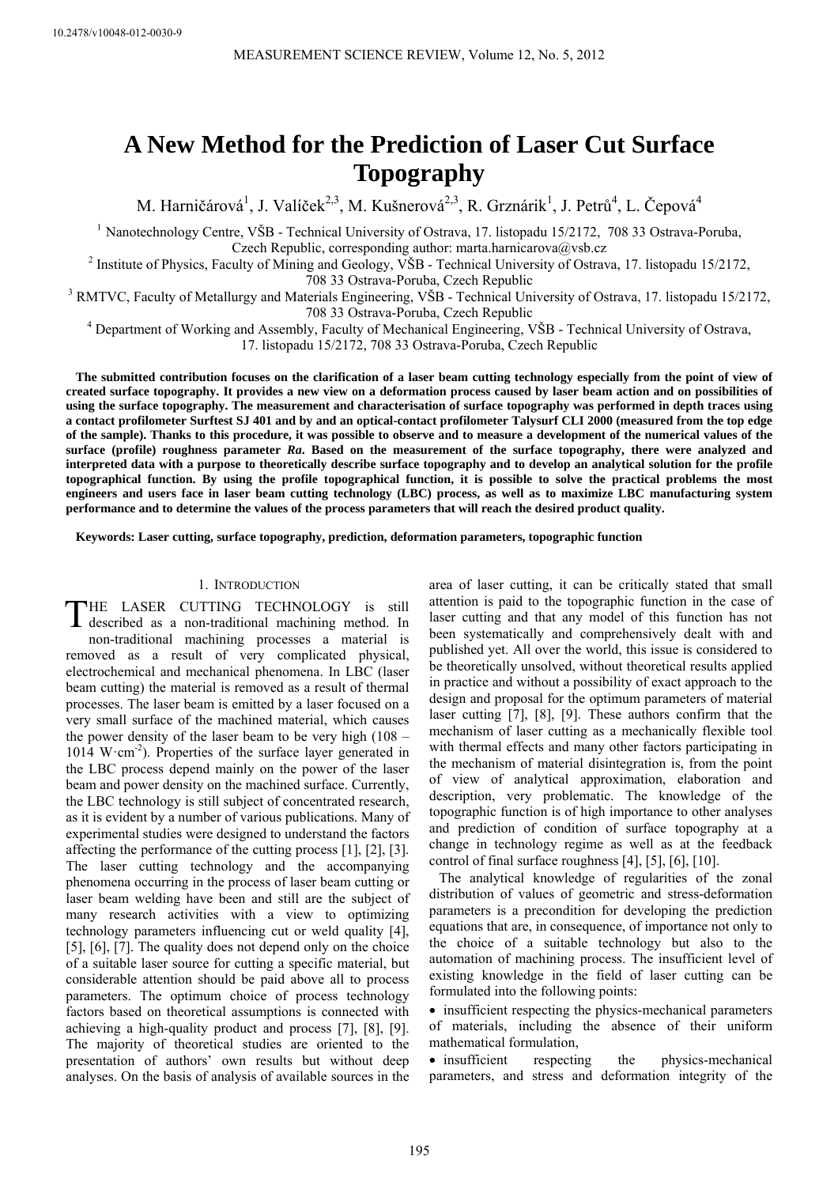10.2478/v10048-012-0030-9

# A New Method for the Prediction of Laser Cut Surface Topography

M. Harničárová[1], J. Valíček[2,3], M. Kušnerová[2,3], R. Grznárik[1], J. Petrů[4], L. Čepová[4]

[1] Nanotechnology Centre, VŠB - Technical University of Ostrava, 17. listopadu 15/2172, 708 33 Ostrava-Poruba, Czech Republic, corresponding author: marta.harnicarova@vsb.cz

[2] Institute of Physics, Faculty of Mining and Geology, VŠB - Technical University of Ostrava, 17. listopadu 15/2172, 708 33 Ostrava-Poruba, Czech Republic

[3] RMTVC, Faculty of Metallurgy and Materials Engineering, VŠB - Technical University of Ostrava, 17. listopadu 15/2172, 708 33 Ostrava-Poruba, Czech Republic

[4] Department of Working and Assembly, Faculty of Mechanical Engineering, VŠB - Technical University of Ostrava, 17. listopadu 15/2172, 708 33 Ostrava-Poruba, Czech Republic

**The submitted contribution focuses on the clarification of a laser beam cutting technology especially from the point of view of created surface topography. It provides a new view on a deformation process caused by laser beam action and on possibilities of using the surface topography. The measurement and characterisation of surface topography was performed in depth traces using a contact profilometer Surftest SJ 401 and by and an optical-contact profilometer Talysurf CLI 2000 (measured from the top edge of the sample). Thanks to this procedure, it was possible to observe and to measure a development of the numerical values of the surface (profile) roughness parameter *Ra*. Based on the measurement of the surface topography, there were analyzed and interpreted data with a purpose to theoretically describe surface topography and to develop an analytical solution for the profile topographical function. By using the profile topographical function, it is possible to solve the practical problems the most engineers and users face in laser beam cutting technology (LBC) process, as well as to maximize LBC manufacturing system performance and to determine the values of the process parameters that will reach the desired product quality.**

**Keywords: Laser cutting, surface topography, prediction, deformation parameters, topographic function**

## 1. Introduction

THE LASER CUTTING TECHNOLOGY is still described as a non-traditional machining method. In non-traditional machining processes a material is removed as a result of very complicated physical, electrochemical and mechanical phenomena. In LBC (laser beam cutting) the material is removed as a result of thermal processes. The laser beam is emitted by a laser focused on a very small surface of the machined material, which causes the power density of the laser beam to be very high (108 – 1014 W·cm$^{-2}$). Properties of the surface layer generated in the LBC process depend mainly on the power of the laser beam and power density on the machined surface. Currently, the LBC technology is still subject of concentrated research, as it is evident by a number of various publications. Many of experimental studies were designed to understand the factors affecting the performance of the cutting process [1], [2], [3]. The laser cutting technology and the accompanying phenomena occurring in the process of laser beam cutting or laser beam welding have been and still are the subject of many research activities with a view to optimizing technology parameters influencing cut or weld quality [4], [5], [6], [7]. The quality does not depend only on the choice of a suitable laser source for cutting a specific material, but considerable attention should be paid above all to process parameters. The optimum choice of process technology factors based on theoretical assumptions is connected with achieving a high-quality product and process [7], [8], [9]. The majority of theoretical studies are oriented to the presentation of authors' own results but without deep analyses. On the basis of analysis of available sources in the area of laser cutting, it can be critically stated that small attention is paid to the topographic function in the case of laser cutting and that any model of this function has not been systematically and comprehensively dealt with and published yet. All over the world, this issue is considered to be theoretically unsolved, without theoretical results applied in practice and without a possibility of exact approach to the design and proposal for the optimum parameters of material laser cutting [7], [8], [9]. These authors confirm that the mechanism of laser cutting as a mechanically flexible tool with thermal effects and many other factors participating in the mechanism of material disintegration is, from the point of view of analytical approximation, elaboration and description, very problematic. The knowledge of the topographic function is of high importance to other analyses and prediction of condition of surface topography at a change in technology regime as well as at the feedback control of final surface roughness [4], [5], [6], [10].

The analytical knowledge of regularities of the zonal distribution of values of geometric and stress-deformation parameters is a precondition for developing the prediction equations that are, in consequence, of importance not only to the choice of a suitable technology but also to the automation of machining process. The insufficient level of existing knowledge in the field of laser cutting can be formulated into the following points:

- insufficient respecting the physics-mechanical parameters of materials, including the absence of their uniform mathematical formulation,
- insufficient respecting the physics-mechanical parameters, and stress and deformation integrity of the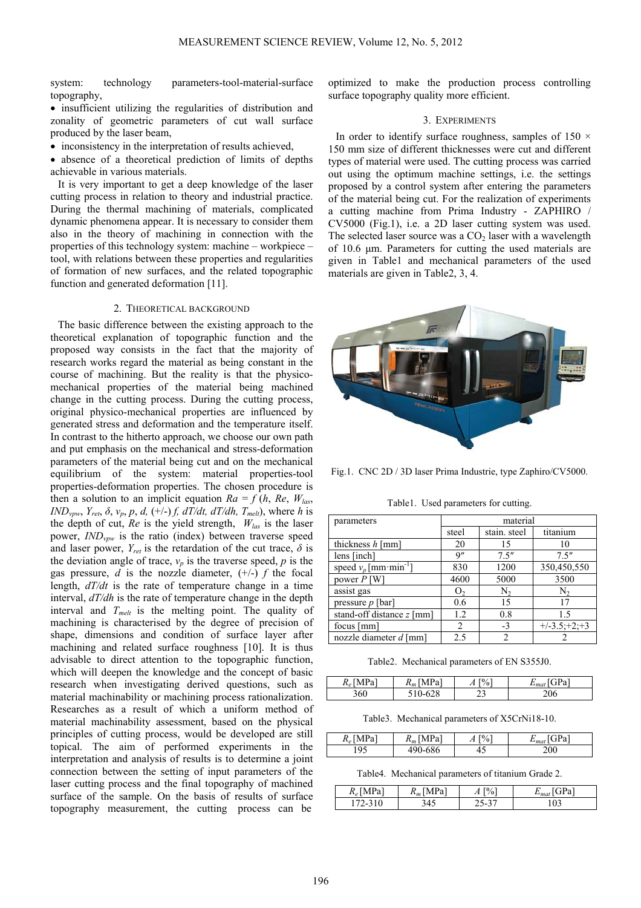system: technology parameters-tool-material-surface topography,

- insufficient utilizing the regularities of distribution and zonality of geometric parameters of cut wall surface produced by the laser beam,
- inconsistency in the interpretation of results achieved,
- absence of a theoretical prediction of limits of depths achievable in various materials.

It is very important to get a deep knowledge of the laser cutting process in relation to theory and industrial practice. During the thermal machining of materials, complicated dynamic phenomena appear. It is necessary to consider them also in the theory of machining in connection with the properties of this technology system: machine – workpiece – tool, with relations between these properties and regularities of formation of new surfaces, and the related topographic function and generated deformation [11].

## 2. Theoretical background

The basic difference between the existing approach to the theoretical explanation of topographic function and the proposed way consists in the fact that the majority of research works regard the material as being constant in the course of machining. But the reality is that the physico-mechanical properties of the material being machined change in the cutting process. During the cutting process, original physico-mechanical properties are influenced by generated stress and deformation and the temperature itself. In contrast to the hitherto approach, we choose our own path and put emphasis on the mechanical and stress-deformation parameters of the material being cut and on the mechanical equilibrium of the system: material properties-tool properties-deformation properties. The chosen procedure is then a solution to an implicit equation $Ra = f\,(h, Re, W_{las}, IND_{vpw}, Y_{ret}, \delta, v_p, p, d, (+/-)\, f, dT/dt, dT/dh, T_{melt})$, where $h$ is the depth of cut, $Re$ is the yield strength, $W_{las}$ is the laser power, $IND_{vpw}$ is the ratio (index) between traverse speed and laser power, $Y_{ret}$ is the retardation of the cut trace, $\delta$ is the deviation angle of trace, $v_p$ is the traverse speed, $p$ is the gas pressure, $d$ is the nozzle diameter, (+/-) $f$ the focal length, $dT/dt$ is the rate of temperature change in a time interval, $dT/dh$ is the rate of temperature change in the depth interval and $T_{melt}$ is the melting point. The quality of machining is characterised by the degree of precision of shape, dimensions and condition of surface layer after machining and related surface roughness [10]. It is thus advisable to direct attention to the topographic function, which will deepen the knowledge and the concept of basic research when investigating derived questions, such as material machinability or machining process rationalization. Researches as a result of which a uniform method of material machinability assessment, based on the physical principles of cutting process, would be developed are still topical. The aim of performed experiments in the interpretation and analysis of results is to determine a joint connection between the setting of input parameters of the laser cutting process and the final topography of machined surface of the sample. On the basis of results of surface topography measurement, the cutting process can be optimized to make the production process controlling surface topography quality more efficient.

## 3. Experiments

In order to identify surface roughness, samples of 150 × 150 mm size of different thicknesses were cut and different types of material were used. The cutting process was carried out using the optimum machine settings, i.e. the settings proposed by a control system after entering the parameters of the material being cut. For the realization of experiments a cutting machine from Prima Industry - ZAPHIRO / CV5000 (Fig.1), i.e. a 2D laser cutting system was used. The selected laser source was a $CO_2$ laser with a wavelength of 10.6 μm. Parameters for cutting the used materials are given in Table1 and mechanical parameters of the used materials are given in Table2, 3, 4.

Fig.1. CNC 2D / 3D laser Prima Industrie, type Zaphiro/CV5000.

Table1. Used parameters for cutting.

| parameters | material | | |
|---|---|---|---|
| | steel | stain. steel | titanium |
| thickness $h$ [mm] | 20 | 15 | 10 |
| lens [inch] | 9″ | 7.5″ | 7.5″ |
| speed $v_p$ [mm·min$^{-1}$] | 830 | 1200 | 350,450,550 |
| power $P$ [W] | 4600 | 5000 | 3500 |
| assist gas | $O_2$ | $N_2$ | $N_2$ |
| pressure $p$ [bar] | 0.6 | 15 | 17 |
| stand-off distance $z$ [mm] | 1.2 | 0.8 | 1.5 |
| focus [mm] | 2 | -3 | +/-3.5;+2;+3 |
| nozzle diameter $d$ [mm] | 2.5 | 2 | 2 |

Table2. Mechanical parameters of EN S355J0.

| $R_e$ [MPa] | $R_m$ [MPa] | $A$ [%] | $E_{mat}$ [GPa] |
|---|---|---|---|
| 360 | 510-628 | 23 | 206 |

Table3. Mechanical parameters of X5CrNi18-10.

| $R_e$ [MPa] | $R_m$ [MPa] | $A$ [%] | $E_{mat}$ [GPa] |
|---|---|---|---|
| 195 | 490-686 | 45 | 200 |

Table4. Mechanical parameters of titanium Grade 2.

| $R_e$ [MPa] | $R_m$ [MPa] | $A$ [%] | $E_{mat}$ [GPa] |
|---|---|---|---|
| 172-310 | 345 | 25-37 | 103 |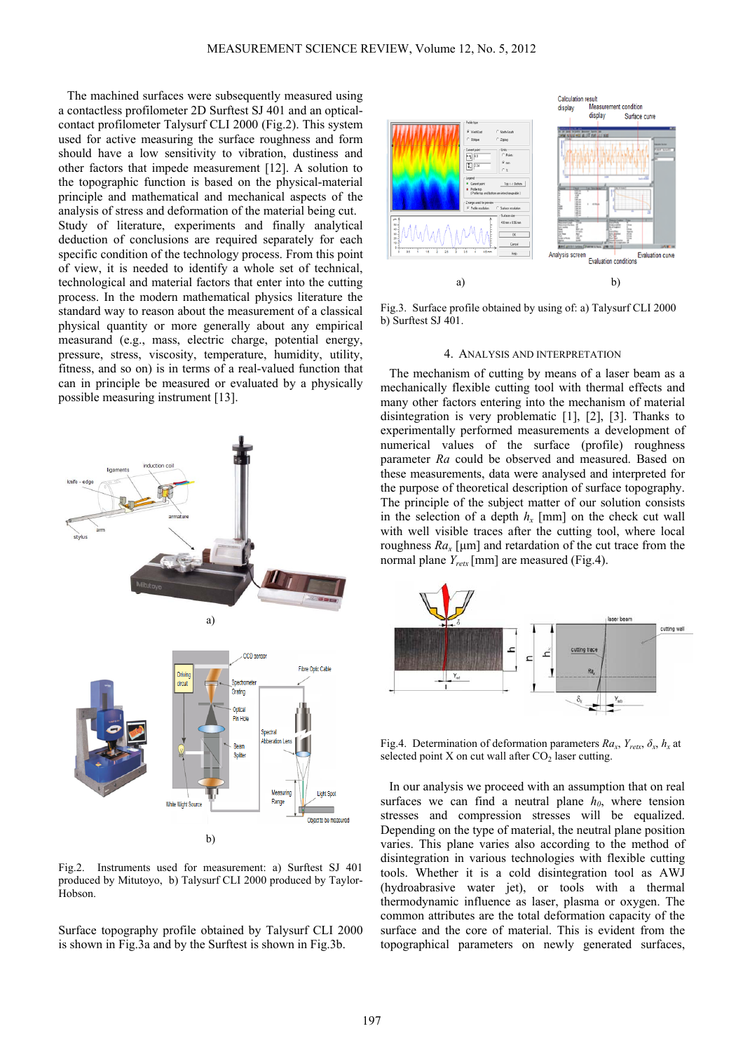The machined surfaces were subsequently measured using a contactless profilometer 2D Surftest SJ 401 and an optical-contact profilometer Talysurf CLI 2000 (Fig.2). This system used for active measuring the surface roughness and form should have a low sensitivity to vibration, dustiness and other factors that impede measurement [12]. A solution to the topographic function is based on the physical-material principle and mathematical and mechanical aspects of the analysis of stress and deformation of the material being cut. Study of literature, experiments and finally analytical deduction of conclusions are required separately for each specific condition of the technology process. From this point of view, it is needed to identify a whole set of technical, technological and material factors that enter into the cutting process. In the modern mathematical physics literature the standard way to reason about the measurement of a classical physical quantity or more generally about any empirical measurand (e.g., mass, electric charge, potential energy, pressure, stress, viscosity, temperature, humidity, utility, fitness, and so on) is in terms of a real-valued function that can in principle be measured or evaluated by a physically possible measuring instrument [13].

Fig.2. Instruments used for measurement: a) Surftest SJ 401 produced by Mitutoyo, b) Talysurf CLI 2000 produced by Taylor-Hobson.

Surface topography profile obtained by Talysurf CLI 2000 is shown in Fig.3a and by the Surftest is shown in Fig.3b.

Fig.3. Surface profile obtained by using of: a) Talysurf CLI 2000 b) Surftest SJ 401.

## 4. Analysis and Interpretation

The mechanism of cutting by means of a laser beam as a mechanically flexible cutting tool with thermal effects and many other factors entering into the mechanism of material disintegration is very problematic [1], [2], [3]. Thanks to experimentally performed measurements a development of numerical values of the surface (profile) roughness parameter *Ra* could be observed and measured. Based on these measurements, data were analysed and interpreted for the purpose of theoretical description of surface topography. The principle of the subject matter of our solution consists in the selection of a depth $h_x$ [mm] on the check cut wall with well visible traces after the cutting tool, where local roughness $Ra_x$ [μm] and retardation of the cut trace from the normal plane $Y_{retx}$ [mm] are measured (Fig.4).

Fig.4. Determination of deformation parameters $Ra_x$, $Y_{retx}$, $\delta_x$, $h_x$ at selected point X on cut wall after $CO_2$ laser cutting.

In our analysis we proceed with an assumption that on real surfaces we can find a neutral plane $h_0$, where tension stresses and compression stresses will be equalized. Depending on the type of material, the neutral plane position varies. This plane varies also according to the method of disintegration in various technologies with flexible cutting tools. Whether it is a cold disintegration tool as AWJ (hydroabrasive water jet), or tools with a thermal thermodynamic influence as laser, plasma or oxygen. The common attributes are the total deformation capacity of the surface and the core of material. This is evident from the topographical parameters on newly generated surfaces,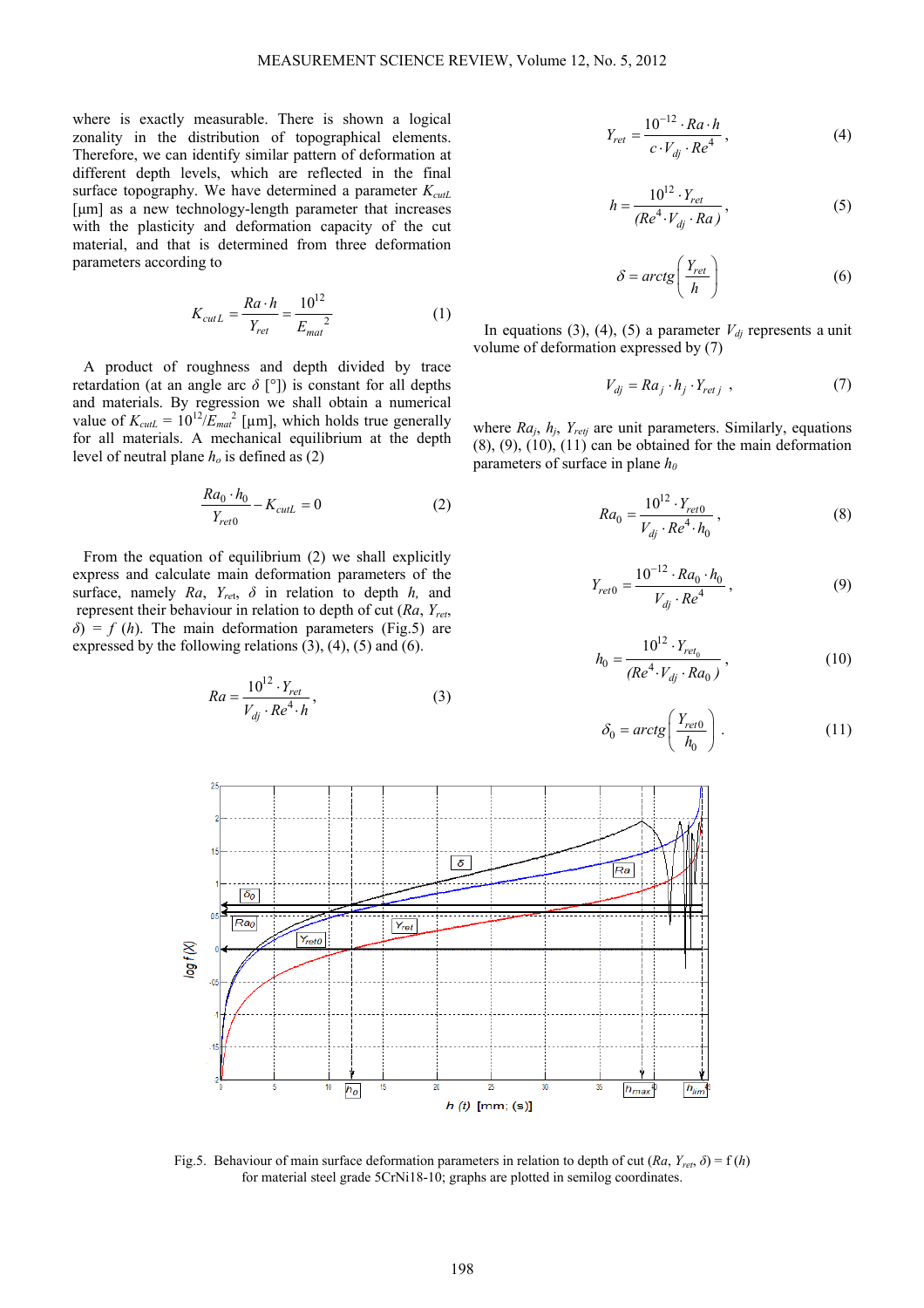where is exactly measurable. There is shown a logical zonality in the distribution of topographical elements. Therefore, we can identify similar pattern of deformation at different depth levels, which are reflected in the final surface topography. We have determined a parameter $K_{cutL}$ [μm] as a new technology-length parameter that increases with the plasticity and deformation capacity of the cut material, and that is determined from three deformation parameters according to

$$K_{cutL} = \frac{Ra \cdot h}{Y_{ret}} = \frac{10^{12}}{E_{mat}^{\ 2}} \tag{1}$$

A product of roughness and depth divided by trace retardation (at an angle arc $\delta$ [°]) is constant for all depths and materials. By regression we shall obtain a numerical value of $K_{cutL} = 10^{12}/E_{mat}^{\ 2}$ [μm], which holds true generally for all materials. A mechanical equilibrium at the depth level of neutral plane $h_o$ is defined as (2)

$$\frac{Ra_0 \cdot h_0}{Y_{ret0}} - K_{cutL} = 0 \tag{2}$$

From the equation of equilibrium (2) we shall explicitly express and calculate main deformation parameters of the surface, namely $Ra$, $Y_{ret}$, $\delta$ in relation to depth $h$, and represent their behaviour in relation to depth of cut ($Ra$, $Y_{ret}$, $\delta$) = $f$ ($h$). The main deformation parameters (Fig.5) are expressed by the following relations (3), (4), (5) and (6).

$$Ra = \frac{10^{12} \cdot Y_{ret}}{V_{dj} \cdot Re^4 \cdot h}, \tag{3}$$

$$Y_{ret} = \frac{10^{-12} \cdot Ra \cdot h}{c \cdot V_{dj} \cdot Re^4}, \tag{4}$$

$$h = \frac{10^{12} \cdot Y_{ret}}{(Re^4 \cdot V_{dj} \cdot Ra)}, \tag{5}$$

$$\delta = arctg\left(\frac{Y_{ret}}{h}\right) \tag{6}$$

In equations (3), (4), (5) a parameter $V_{dj}$ represents a unit volume of deformation expressed by (7)

$$V_{dj} = Ra_j \cdot h_j \cdot Y_{ret\,j}\ , \tag{7}$$

where $Ra_j$, $h_j$, $Y_{retj}$ are unit parameters. Similarly, equations (8), (9), (10), (11) can be obtained for the main deformation parameters of surface in plane $h_0$

$$Ra_0 = \frac{10^{12} \cdot Y_{ret0}}{V_{dj} \cdot Re^4 \cdot h_0}, \tag{8}$$

$$Y_{ret0} = \frac{10^{-12} \cdot Ra_0 \cdot h_0}{V_{dj} \cdot Re^4}, \tag{9}$$

$$h_0 = \frac{10^{12} \cdot Y_{ret_0}}{(Re^4 \cdot V_{dj} \cdot Ra_0)}, \tag{10}$$

$$\delta_0 = arctg\left(\frac{Y_{ret0}}{h_0}\right). \tag{11}$$

Fig.5. Behaviour of main surface deformation parameters in relation to depth of cut ($Ra$, $Y_{ret}$, $\delta$) = f ($h$) for material steel grade 5CrNi18-10; graphs are plotted in semilog coordinates.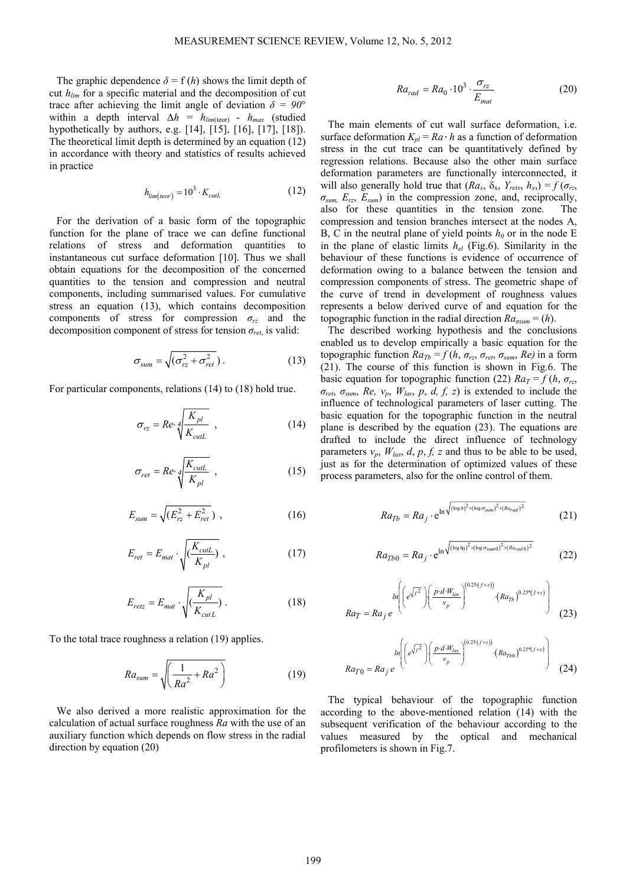The graphic dependence $\delta = f(h)$ shows the limit depth of cut $h_{lim}$ for a specific material and the decomposition of cut trace after achieving the limit angle of deviation $\delta = 90°$ within a depth interval $\Delta h = h_{lim(\text{teor})} - h_{max}$ (studied hypothetically by authors, e.g. [14], [15], [16], [17], [18]). The theoretical limit depth is determined by an equation (12) in accordance with theory and statistics of results achieved in practice

$$h_{lim(teor)} = 10^3 \cdot K_{cutL} \tag{12}$$

For the derivation of a basic form of the topographic function for the plane of trace we can define functional relations of stress and deformation quantities to instantaneous cut surface deformation [10]. Thus we shall obtain equations for the decomposition of the concerned quantities to the tension and compression and neutral components, including summarised values. For cumulative stress an equation (13), which contains decomposition components of stress for compression $\sigma_{rz}$ and the decomposition component of stress for tension $\sigma_{ret}$, is valid:

$$\sigma_{sum} = \sqrt{(\sigma_{rz}^2 + \sigma_{ret}^2)} \,. \tag{13}$$

For particular components, relations (14) to (18) hold true.

$$\sigma_{rz} = Re \cdot \sqrt[4]{\frac{K_{pl}}{K_{cutL}}} \;, \tag{14}$$

$$\sigma_{ret} = Re \cdot \sqrt[4]{\frac{K_{cutL}}{K_{pl}}} \;, \tag{15}$$

$$E_{sum} = \sqrt{(E_{rz}^2 + E_{ret}^2)} \;, \tag{16}$$

$$E_{ret} = E_{mat} \cdot \sqrt{\left(\frac{K_{cutL}}{K_{pl}}\right)} \;, \tag{17}$$

$$E_{retz} = E_{mat} \cdot \sqrt{\left(\frac{K_{pl}}{K_{cut\,L}}\right)} \,. \tag{18}$$

To the total trace roughness a relation (19) applies.

$$Ra_{sum} = \sqrt{\left(\frac{1}{Ra^2} + Ra^2\right)} \tag{19}$$

We also derived a more realistic approximation for the calculation of actual surface roughness $Ra$ with the use of an auxiliary function which depends on flow stress in the radial direction by equation (20)

$$Ra_{rad} = Ra_0 \cdot 10^3 \cdot \frac{\sigma_{rz}}{E_{mat}} \tag{20}$$

The main elements of cut wall surface deformation, i.e. surface deformation $K_{pl} = Ra \cdot h$ as a function of deformation stress in the cut trace can be quantitatively defined by regression relations. Because also the other main surface deformation parameters are functionally interconnected, it will also generally hold true that ($Ra_x$, $\delta_x$, $Y_{retx}$, $h_x$,) = $f$ ($\sigma_{rz}$, $\sigma_{sum}$, $E_{rz}$, $E_{sum}$) in the compression zone, and, reciprocally, also for these quantities in the tension zone. The compression and tension branches intersect at the nodes A, B, C in the neutral plane of yield points $h_0$ or in the node E in the plane of elastic limits $h_{el}$ (Fig.6). Similarity in the behaviour of these functions is evidence of occurrence of deformation owing to a balance between the tension and compression components of stress. The geometric shape of the curve of trend in development of roughness values represents a below derived curve of and equation for the topographic function in the radial direction $Ra_{\sigma sum} = (h)$.

The described working hypothesis and the conclusions enabled us to develop empirically a basic equation for the topographic function $Ra_{Tb} = f$ ($h$, $\sigma_{rz}$, $\sigma_{ret}$, $\sigma_{sum}$, $Re$) in a form (21). The course of this function is shown in Fig.6. The basic equation for topographic function (22) $Ra_T = f$ ($h$, $\sigma_{rz}$, $\sigma_{ret}$, $\sigma_{sum}$, $Re$, $v_p$, $W_{las}$, $p$, $d$, $f$, $z$) is extended to include the influence of technological parameters of laser cutting. The basic equation for the topographic function in the neutral plane is described by the equation (23). The equations are drafted to include the direct influence of technology parameters $v_p$, $W_{las}$, $d$, $p$, $f$, $z$ and thus to be able to be used, just as for the determination of optimized values of these process parameters, also for the online control of them.

$$Ra_{Tb} = Ra_j \cdot \mathrm{e}^{\ln\sqrt{(\log h)^2 + (\log \sigma_{sum})^2 + (Ra_{rad})^2}} \tag{21}$$

$$Ra_{Tb0} = Ra_j \cdot \mathrm{e}^{\ln\sqrt{(\log h_0)^2 + (\log \sigma_{sum0})^2 + (Ra_{rad0})^2}} \tag{22}$$

$$Ra_T = Ra_j \, e^{\ln\left(\left(e^{\sqrt{f^2}}\right) \cdot \left(\frac{p \cdot d \cdot W_{las}}{v_p}\right)^{(0.25(f+z))} \cdot \left(Ra_{Tb}\right)^{0.25*(f+z)}\right)} \tag{23}$$

$$Ra_{T0} = Ra_j \, e^{\ln\left(\left(e^{\sqrt{f^2}}\right) \cdot \left(\frac{p \cdot d \cdot W_{las}}{v_p}\right)^{(0.25(f+z))} \cdot \left(Ra_{Tb0}\right)^{0.25*(f+z)}\right)} \tag{24}$$

The typical behaviour of the topographic function according to the above-mentioned relation (14) with the subsequent verification of the behaviour according to the values measured by the optical and mechanical profilometers is shown in Fig.7.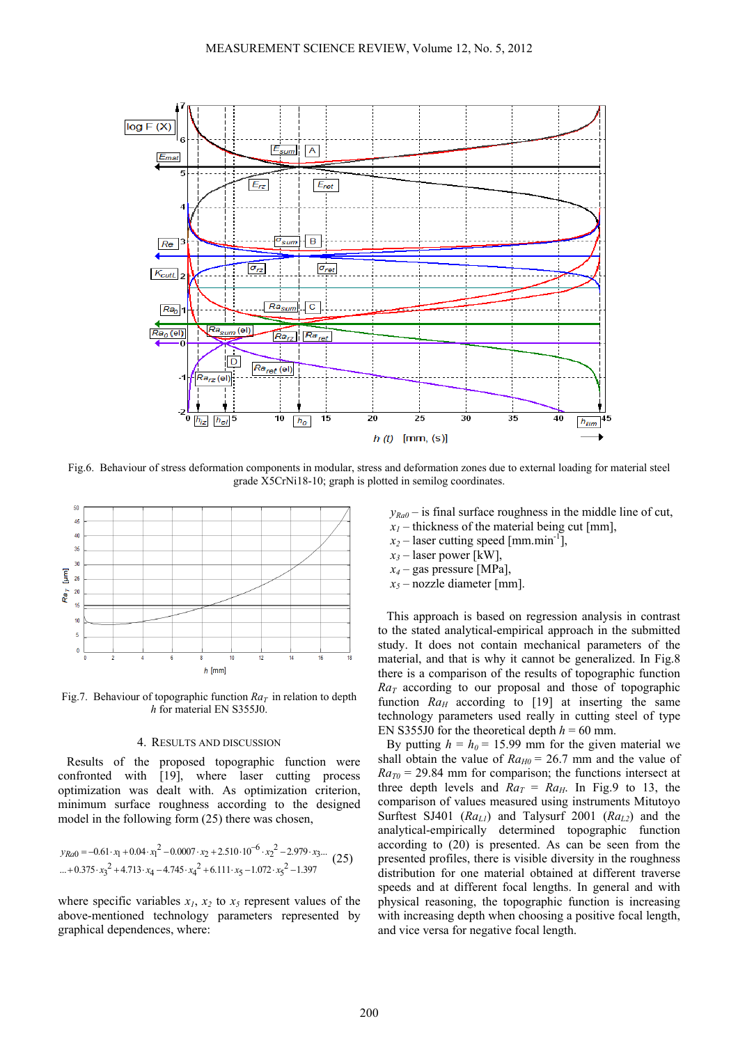Fig.6. Behaviour of stress deformation components in modular, stress and deformation zones due to external loading for material steel grade X5CrNi18-10; graph is plotted in semilog coordinates.

Fig.7. Behaviour of topographic function $Ra_T$ in relation to depth $h$ for material EN S355J0.

## 4. RESULTS AND DISCUSSION

Results of the proposed topographic function were confronted with [19], where laser cutting process optimization was dealt with. As optimization criterion, minimum surface roughness according to the designed model in the following form (25) there was chosen,

$$y_{Ra0} = -0.61 \cdot x_1 + 0.04 \cdot x_1^2 - 0.0007 \cdot x_2 + 2.510 \cdot 10^{-6} \cdot x_2^2 - 2.979 \cdot x_3 ... \\ ... + 0.375 \cdot x_3^2 + 4.713 \cdot x_4 - 4.745 \cdot x_4^2 + 6.111 \cdot x_5 - 1.072 \cdot x_5^2 - 1.397 \quad (25)$$

where specific variables $x_1$, $x_2$ to $x_5$ represent values of the above-mentioned technology parameters represented by graphical dependences, where:

$y_{Ra0}$ – is final surface roughness in the middle line of cut,
$x_1$ – thickness of the material being cut [mm],
$x_2$ – laser cutting speed [mm.min$^{-1}$],
$x_3$ – laser power [kW],
$x_4$ – gas pressure [MPa],
$x_5$ – nozzle diameter [mm].

This approach is based on regression analysis in contrast to the stated analytical-empirical approach in the submitted study. It does not contain mechanical properties of the material, and that is why it cannot be generalized. In Fig.8 there is a comparison of the results of topographic function $Ra_T$ according to our proposal and those of topographic function $Ra_H$ according to [19] at inserting the same technology parameters used really in cutting steel of type EN S355J0 for the theoretical depth $h$ = 60 mm.

By putting $h = h_0$ = 15.99 mm for the given material we shall obtain the value of $Ra_{H0}$ = 26.7 mm and the value of $Ra_{T0}$ = 29.84 mm for comparison; the functions intersect at three depth levels and $Ra_T$ = $Ra_H$. In Fig.9 to 13, the comparison of values measured using instruments Mitutoyo Surftest SJ401 ($Ra_{L1}$) and Talysurf 2001 ($Ra_{L2}$) and the analytical-empirically determined topographic function according to (20) is presented. As can be seen from the presented profiles, there is visible diversity in the roughness distribution for one material obtained at different traverse speeds and at different focal lengths. In general and with physical reasoning, the topographic function is increasing with increasing depth when choosing a positive focal length, and vice versa for negative focal length.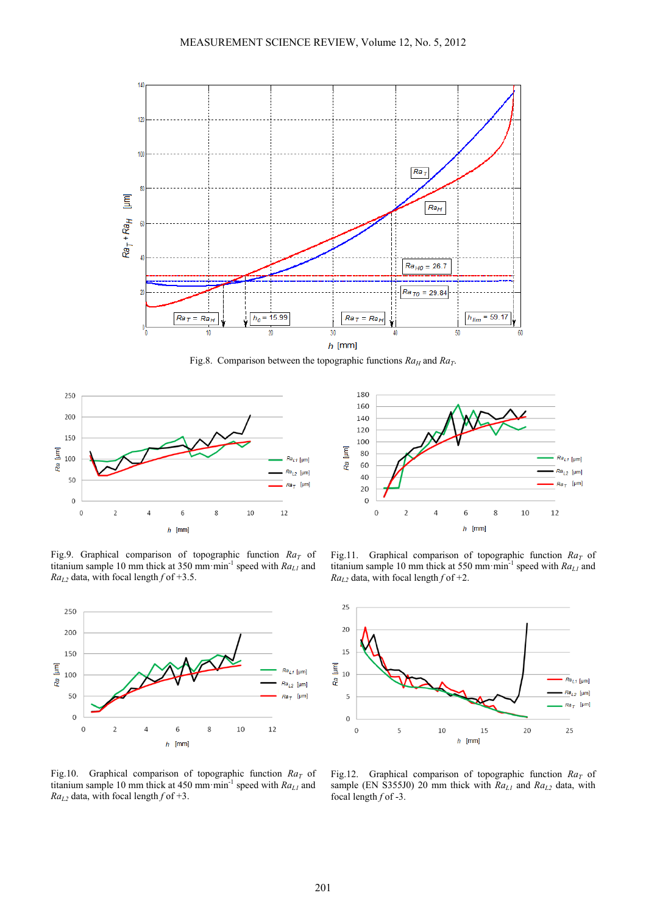Fig.8. Comparison between the topographic functions $Ra_H$ and $Ra_T$.

Fig.9. Graphical comparison of topographic function $Ra_T$ of titanium sample 10 mm thick at 350 mm·min$^{-1}$ speed with $Ra_{L1}$ and $Ra_{L2}$ data, with focal length $f$ of +3.5.

Fig.11. Graphical comparison of topographic function $Ra_T$ of titanium sample 10 mm thick at 550 mm·min$^{-1}$ speed with $Ra_{L1}$ and $Ra_{L2}$ data, with focal length $f$ of +2.

Fig.10. Graphical comparison of topographic function $Ra_T$ of titanium sample 10 mm thick at 450 mm·min$^{-1}$ speed with $Ra_{L1}$ and $Ra_{L2}$ data, with focal length $f$ of +3.

Fig.12. Graphical comparison of topographic function $Ra_T$ of sample (EN S355J0) 20 mm thick with $Ra_{L1}$ and $Ra_{L2}$ data, with focal length $f$ of -3.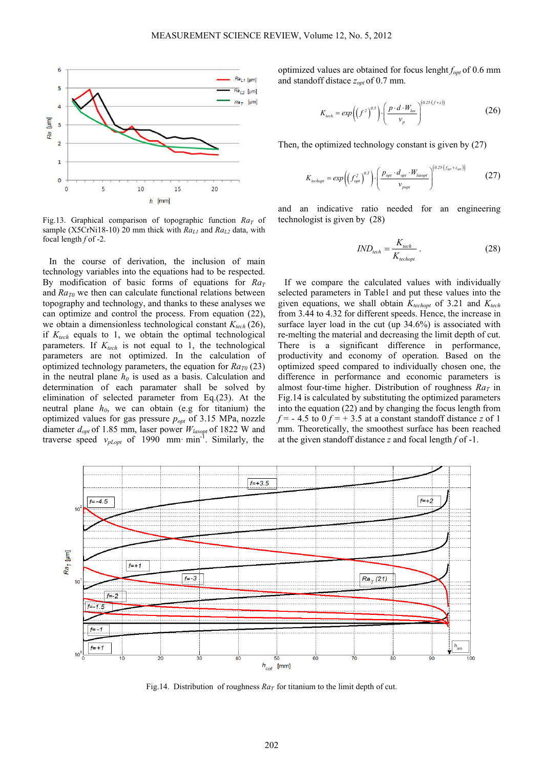Fig.13. Graphical comparison of topographic function $Ra_T$ of sample (X5CrNi18-10) 20 mm thick with $Ra_{L1}$ and $Ra_{L2}$ data, with focal length $f$ of -2.

In the course of derivation, the inclusion of main technology variables into the equations had to be respected. By modification of basic forms of equations for $Ra_T$ and $Ra_{T0}$ we then can calculate functional relations between topography and technology, and thanks to these analyses we can optimize and control the process. From equation (22), we obtain a dimensionless technological constant $K_{tech}$ (26), if $K_{tech}$ equals to 1, we obtain the optimal technological parameters. If $K_{tech}$ is not equal to 1, the technological parameters are not optimized. In the calculation of optimized technology parameters, the equation for $Ra_{T0}$ (23) in the neutral plane $h_0$ is used as a basis. Calculation and determination of each paramater shall be solved by elimination of selected parameter from Eq.(23). At the neutral plane $h_0$, we can obtain (e.g for titanium) the optimized values for gas pressure $p_{opt}$ of 3.15 MPa, nozzle diameter $d_{opt}$ of 1.85 mm, laser power $W_{lasopt}$ of 1822 W and traverse speed $v_{pLopt}$ of 1990 mm· min$^{-1}$. Similarly, the optimized values are obtained for focus lenght $f_{opt}$ of 0.6 mm and standoff distace $z_{opt}$ of 0.7 mm.

$$K_{tech} = exp\left(\left(f^2\right)^{0.5}\right) \cdot \left(\frac{p \cdot d \cdot W_{las}}{v_p}\right)^{(0.25(f+z))} \tag{26}$$

Then, the optimized technology constant is given by (27)

$$K_{techopt} = exp\left(\left(f_{opt}^2\right)^{0.5}\right) \cdot \left(\frac{p_{opt} \cdot d_{opt} \cdot W_{lasopt}}{v_{popt}}\right)^{\left(0.25\left(f_{opt}+z_{opt}\right)\right)} \tag{27}$$

and an indicative ratio needed for an engineering technologist is given by (28)

$$IND_{tech} = \frac{K_{tech}}{K_{techopt}}. \tag{28}$$

If we compare the calculated values with individually selected parameters in Table1 and put these values into the given equations, we shall obtain $K_{techopt}$ of 3.21 and $K_{tech}$ from 3.44 to 4.32 for different speeds. Hence, the increase in surface layer load in the cut (up 34.6%) is associated with re-melting the material and decreasing the limit depth of cut. There is a significant difference in performance, productivity and economy of operation. Based on the optimized speed compared to individually chosen one, the difference in performance and economic parameters is almost four-time higher. Distribution of roughness $Ra_T$ in Fig.14 is calculated by substituting the optimized parameters into the equation (22) and by changing the focus length from $f$ = - 4.5 to 0 $f$ = + 3.5 at a constant standoff distance $z$ of 1 mm. Theoretically, the smoothest surface has been reached at the given standoff distance $z$ and focal length $f$ of -1.

Fig.14. Distribution of roughness $Ra_T$ for titanium to the limit depth of cut.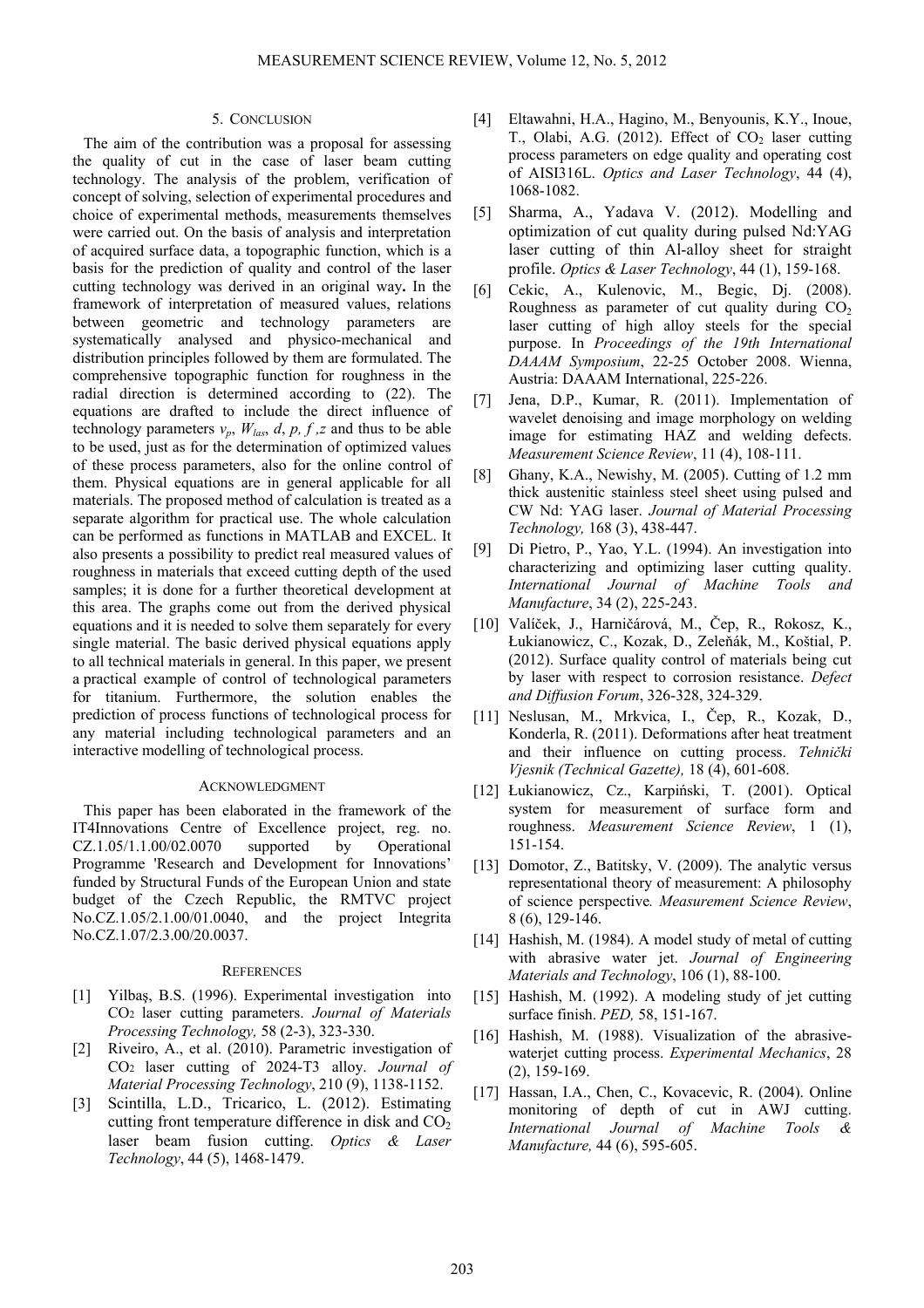## 5. CONCLUSION

The aim of the contribution was a proposal for assessing the quality of cut in the case of laser beam cutting technology. The analysis of the problem, verification of concept of solving, selection of experimental procedures and choice of experimental methods, measurements themselves were carried out. On the basis of analysis and interpretation of acquired surface data, a topographic function, which is a basis for the prediction of quality and control of the laser cutting technology was derived in an original way**.** In the framework of interpretation of measured values, relations between geometric and technology parameters are systematically analysed and physico-mechanical and distribution principles followed by them are formulated. The comprehensive topographic function for roughness in the radial direction is determined according to (22). The equations are drafted to include the direct influence of technology parameters $v_p$, $W_{las}$, $d$, $p$, $f$, $z$ and thus to be able to be used, just as for the determination of optimized values of these process parameters, also for the online control of them. Physical equations are in general applicable for all materials. The proposed method of calculation is treated as a separate algorithm for practical use. The whole calculation can be performed as functions in MATLAB and EXCEL. It also presents a possibility to predict real measured values of roughness in materials that exceed cutting depth of the used samples; it is done for a further theoretical development at this area. The graphs come out from the derived physical equations and it is needed to solve them separately for every single material. The basic derived physical equations apply to all technical materials in general. In this paper, we present a practical example of control of technological parameters for titanium. Furthermore, the solution enables the prediction of process functions of technological process for any material including technological parameters and an interactive modelling of technological process.

## ACKNOWLEDGMENT

This paper has been elaborated in the framework of the IT4Innovations Centre of Excellence project, reg. no. CZ.1.05/1.1.00/02.0070 supported by Operational Programme 'Research and Development for Innovations' funded by Structural Funds of the European Union and state budget of the Czech Republic, the RMTVC project No.CZ.1.05/2.1.00/01.0040, and the project Integrita No.CZ.1.07/2.3.00/20.0037.

## REFERENCES

[1] Yilbaş, B.S. (1996). Experimental investigation into $CO_2$ laser cutting parameters. *Journal of Materials Processing Technology,* 58 (2-3), 323-330.

[2] Riveiro, A., et al. (2010). Parametric investigation of $CO_2$ laser cutting of 2024-T3 alloy. *Journal of Material Processing Technology*, 210 (9), 1138-1152.

[3] Scintilla, L.D., Tricarico, L. (2012). Estimating cutting front temperature difference in disk and $CO_2$ laser beam fusion cutting. *Optics & Laser Technology*, 44 (5), 1468-1479.

[4] Eltawahni, H.A., Hagino, M., Benyounis, K.Y., Inoue, T., Olabi, A.G. (2012). Effect of $CO_2$ laser cutting process parameters on edge quality and operating cost of AISI316L. *Optics and Laser Technology*, 44 (4), 1068-1082.

[5] Sharma, A., Yadava V. (2012). Modelling and optimization of cut quality during pulsed Nd:YAG laser cutting of thin Al-alloy sheet for straight profile. *Optics & Laser Technology*, 44 (1), 159-168.

[6] Cekic, A., Kulenovic, M., Begic, Dj. (2008). Roughness as parameter of cut quality during $CO_2$ laser cutting of high alloy steels for the special purpose. In *Proceedings of the 19th International DAAAM Symposium*, 22-25 October 2008. Wienna, Austria: DAAAM International, 225-226.

[7] Jena, D.P., Kumar, R. (2011). Implementation of wavelet denoising and image morphology on welding image for estimating HAZ and welding defects. *Measurement Science Review*, 11 (4), 108-111.

[8] Ghany, K.A., Newishy, M. (2005). Cutting of 1.2 mm thick austenitic stainless steel sheet using pulsed and CW Nd: YAG laser. *Journal of Material Processing Technology,* 168 (3), 438-447.

[9] Di Pietro, P., Yao, Y.L. (1994). An investigation into characterizing and optimizing laser cutting quality. *International Journal of Machine Tools and Manufacture*, 34 (2), 225-243.

[10] Valíček, J., Harničárová, M., Čep, R., Rokosz, K., Łukianowicz, C., Kozak, D., Zeleňák, M., Koštial, P. (2012). Surface quality control of materials being cut by laser with respect to corrosion resistance. *Defect and Diffusion Forum*, 326-328, 324-329.

[11] Neslusan, M., Mrkvica, I., Čep, R., Kozak, D., Konderla, R. (2011). Deformations after heat treatment and their influence on cutting process. *Tehnički Vjesnik (Technical Gazette),* 18 (4), 601-608.

[12] Łukianowicz, Cz., Karpiński, T. (2001). Optical system for measurement of surface form and roughness. *Measurement Science Review*, 1 (1), 151-154.

[13] Domotor, Z., Batitsky, V. (2009). The analytic versus representational theory of measurement: A philosophy of science perspective*. Measurement Science Review*, 8 (6), 129-146.

[14] Hashish, M. (1984). A model study of metal of cutting with abrasive water jet. *Journal of Engineering Materials and Technology*, 106 (1), 88-100.

[15] Hashish, M. (1992). A modeling study of jet cutting surface finish. *PED,* 58, 151-167.

[16] Hashish, M. (1988). Visualization of the abrasive-waterjet cutting process. *Experimental Mechanics*, 28 (2), 159-169.

[17] Hassan, I.A., Chen, C., Kovacevic, R. (2004). Online monitoring of depth of cut in AWJ cutting. *International Journal of Machine Tools & Manufacture,* 44 (6), 595-605.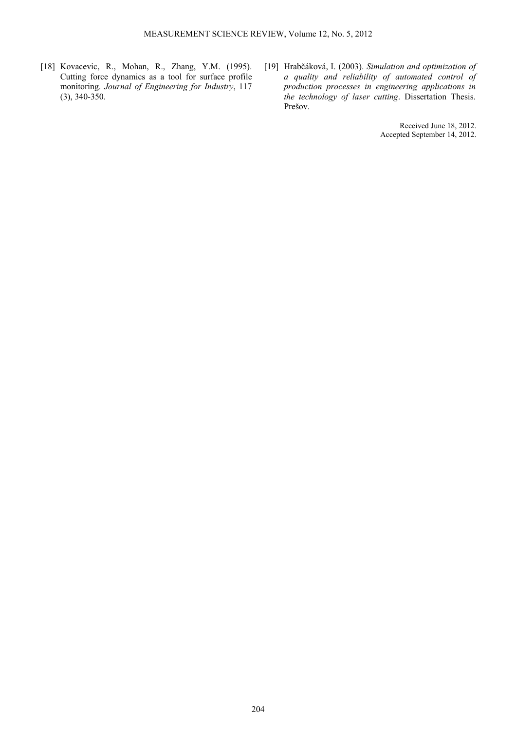[18] Kovacevic, R., Mohan, R., Zhang, Y.M. (1995). Cutting force dynamics as a tool for surface profile monitoring. *Journal of Engineering for Industry*, 117 (3), 340-350.

[19] Hrabčáková, I. (2003). *Simulation and optimization of a quality and reliability of automated control of production processes in engineering applications in the technology of laser cutting*. Dissertation Thesis. Prešov.

Received June 18, 2012.
Accepted September 14, 2012.